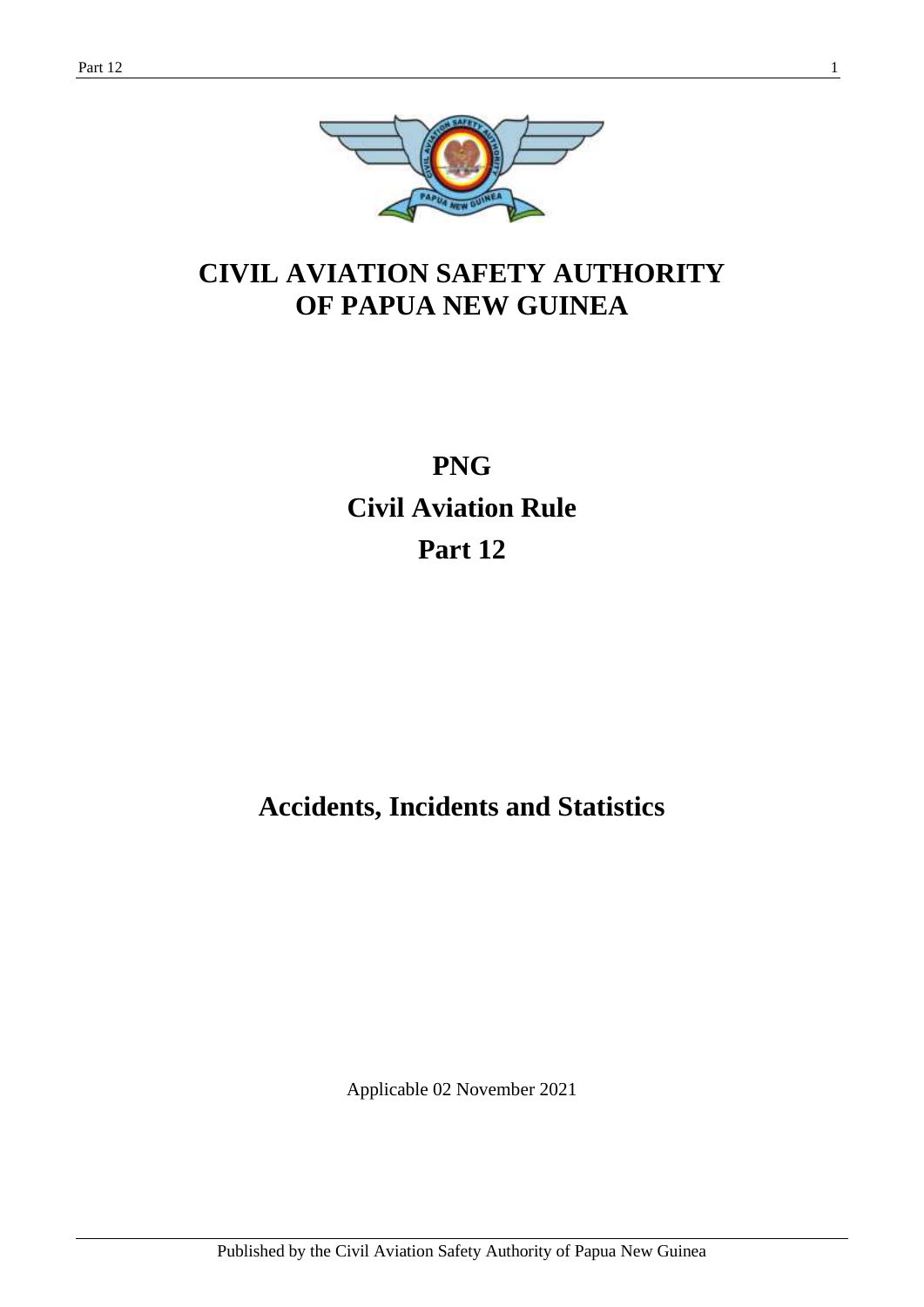# CIVIL AVIATION SAFETY AUTHORITY OF PAPUA NEW GUINEA

# PNG
# Civil Aviation Rule
# Part 12

## Accidents, Incidents and Statistics

Applicable 02 November 2021

Published by the Civil Aviation Safety Authority of Papua New Guinea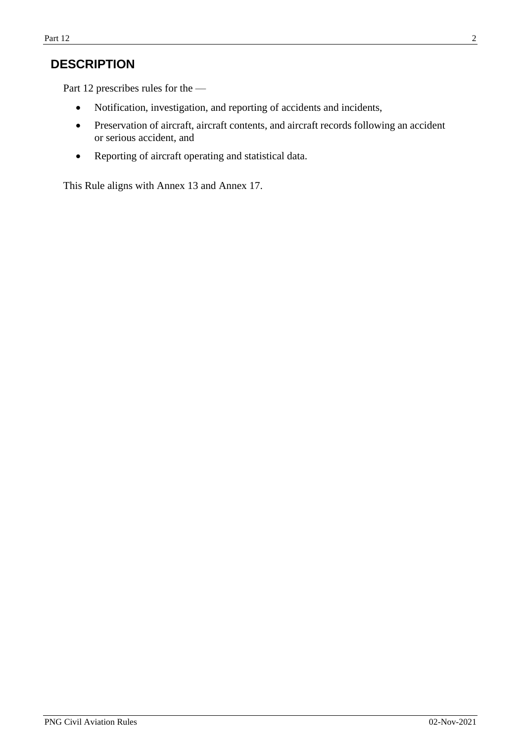## DESCRIPTION

Part 12 prescribes rules for the —

- Notification, investigation, and reporting of accidents and incidents,
- Preservation of aircraft, aircraft contents, and aircraft records following an accident or serious accident, and
- Reporting of aircraft operating and statistical data.

This Rule aligns with Annex 13 and Annex 17.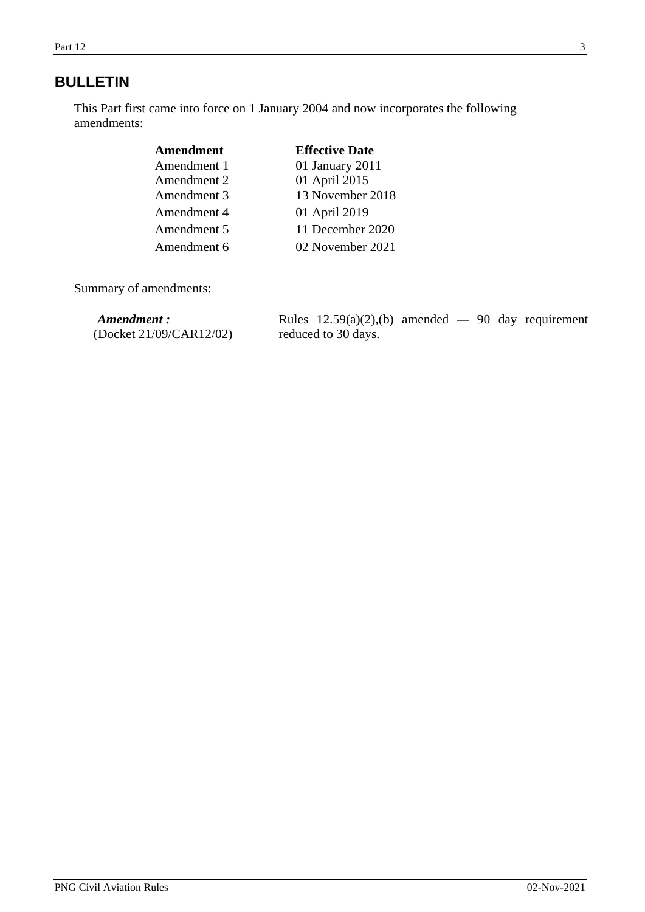## BULLETIN

This Part first came into force on 1 January 2004 and now incorporates the following amendments:

| Amendment | Effective Date |
|---|---|
| Amendment 1 | 01 January 2011 |
| Amendment 2 | 01 April 2015 |
| Amendment 3 | 13 November 2018 |
| Amendment 4 | 01 April 2019 |
| Amendment 5 | 11 December 2020 |
| Amendment 6 | 02 November 2021 |

Summary of amendments:

| | |
|---|---|
| ***Amendment :*** (Docket 21/09/CAR12/02) | Rules 12.59(a)(2),(b) amended — 90 day requirement reduced to 30 days. |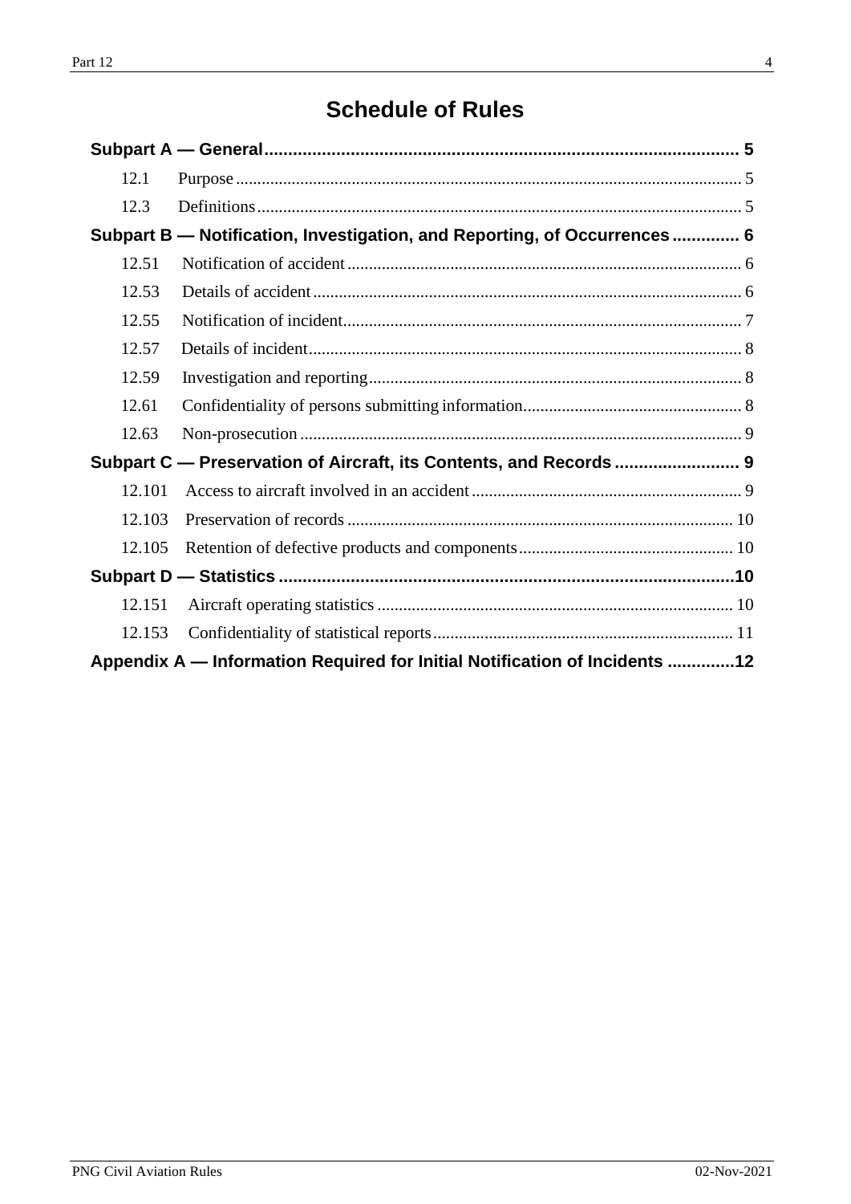# Schedule of Rules

**Subpart A — General** .................................................................................................. **5**

12.1 Purpose ..................................................................................................................... 5

12.3 Definitions ................................................................................................................. 5

**Subpart B — Notification, Investigation, and Reporting, of Occurrences** ............. **6**

12.51 Notification of accident ........................................................................................... 6

12.53 Details of accident ................................................................................................... 6

12.55 Notification of incident ............................................................................................ 7

12.57 Details of incident .................................................................................................... 8

12.59 Investigation and reporting ...................................................................................... 8

12.61 Confidentiality of persons submitting information .................................................. 8

12.63 Non-prosecution ...................................................................................................... 9

**Subpart C — Preservation of Aircraft, its Contents, and Records** .......................... **9**

12.101 Access to aircraft involved in an accident .............................................................. 9

12.103 Preservation of records ......................................................................................... 10

12.105 Retention of defective products and components ................................................. 10

**Subpart D — Statistics** ................................................................................................ **10**

12.151 Aircraft operating statistics .................................................................................. 10

12.153 Confidentiality of statistical reports ..................................................................... 11

**Appendix A — Information Required for Initial Notification of Incidents** ............. **12**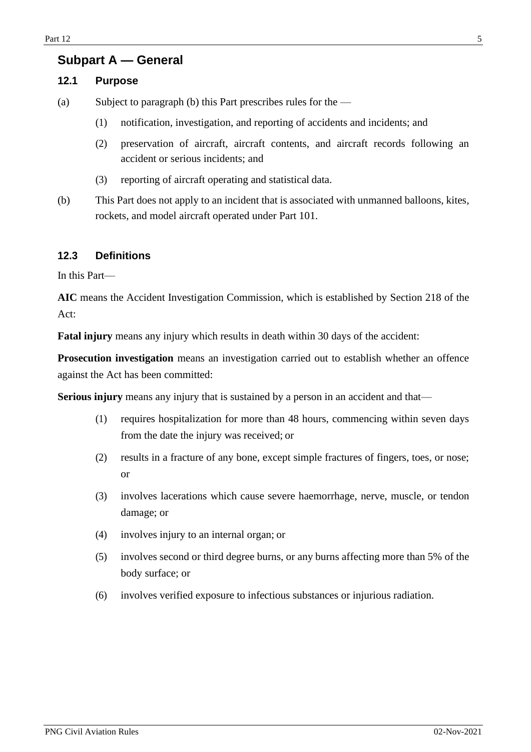## Subpart A — General

### 12.1 Purpose

(a) Subject to paragraph (b) this Part prescribes rules for the —

(1) notification, investigation, and reporting of accidents and incidents; and

(2) preservation of aircraft, aircraft contents, and aircraft records following an accident or serious incidents; and

(3) reporting of aircraft operating and statistical data.

(b) This Part does not apply to an incident that is associated with unmanned balloons, kites, rockets, and model aircraft operated under Part 101.

### 12.3 Definitions

In this Part—

**AIC** means the Accident Investigation Commission, which is established by Section 218 of the Act:

**Fatal injury** means any injury which results in death within 30 days of the accident:

**Prosecution investigation** means an investigation carried out to establish whether an offence against the Act has been committed:

**Serious injury** means any injury that is sustained by a person in an accident and that—

(1) requires hospitalization for more than 48 hours, commencing within seven days from the date the injury was received; or

(2) results in a fracture of any bone, except simple fractures of fingers, toes, or nose; or

(3) involves lacerations which cause severe haemorrhage, nerve, muscle, or tendon damage; or

(4) involves injury to an internal organ; or

(5) involves second or third degree burns, or any burns affecting more than 5% of the body surface; or

(6) involves verified exposure to infectious substances or injurious radiation.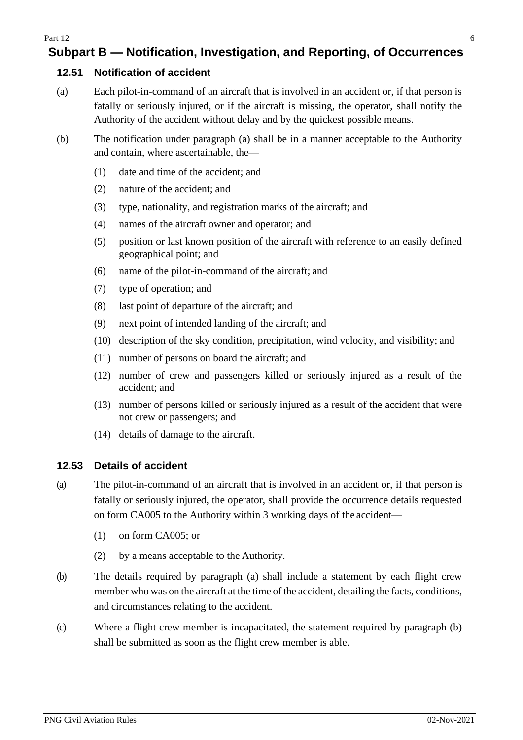## Subpart B — Notification, Investigation, and Reporting, of Occurrences

### 12.51 Notification of accident

(a) Each pilot-in-command of an aircraft that is involved in an accident or, if that person is fatally or seriously injured, or if the aircraft is missing, the operator, shall notify the Authority of the accident without delay and by the quickest possible means.

(b) The notification under paragraph (a) shall be in a manner acceptable to the Authority and contain, where ascertainable, the—

   (1) date and time of the accident; and

   (2) nature of the accident; and

   (3) type, nationality, and registration marks of the aircraft; and

   (4) names of the aircraft owner and operator; and

   (5) position or last known position of the aircraft with reference to an easily defined geographical point; and

   (6) name of the pilot-in-command of the aircraft; and

   (7) type of operation; and

   (8) last point of departure of the aircraft; and

   (9) next point of intended landing of the aircraft; and

   (10) description of the sky condition, precipitation, wind velocity, and visibility; and

   (11) number of persons on board the aircraft; and

   (12) number of crew and passengers killed or seriously injured as a result of the accident; and

   (13) number of persons killed or seriously injured as a result of the accident that were not crew or passengers; and

   (14) details of damage to the aircraft.

### 12.53 Details of accident

(a) The pilot-in-command of an aircraft that is involved in an accident or, if that person is fatally or seriously injured, the operator, shall provide the occurrence details requested on form CA005 to the Authority within 3 working days of the accident—

   (1) on form CA005; or

   (2) by a means acceptable to the Authority.

(b) The details required by paragraph (a) shall include a statement by each flight crew member who was on the aircraft at the time of the accident, detailing the facts, conditions, and circumstances relating to the accident.

(c) Where a flight crew member is incapacitated, the statement required by paragraph (b) shall be submitted as soon as the flight crew member is able.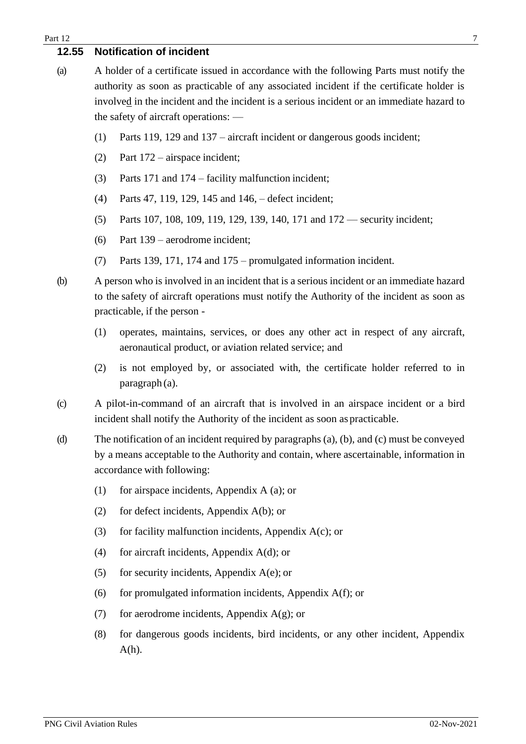## 12.55 Notification of incident

(a) A holder of a certificate issued in accordance with the following Parts must notify the authority as soon as practicable of any associated incident if the certificate holder is involved in the incident and the incident is a serious incident or an immediate hazard to the safety of aircraft operations: —

- (1) Parts 119, 129 and 137 – aircraft incident or dangerous goods incident;
- (2) Part 172 – airspace incident;
- (3) Parts 171 and 174 – facility malfunction incident;
- (4) Parts 47, 119, 129, 145 and 146, – defect incident;
- (5) Parts 107, 108, 109, 119, 129, 139, 140, 171 and 172 — security incident;
- (6) Part 139 – aerodrome incident;
- (7) Parts 139, 171, 174 and 175 – promulgated information incident.

(b) A person who is involved in an incident that is a serious incident or an immediate hazard to the safety of aircraft operations must notify the Authority of the incident as soon as practicable, if the person -

- (1) operates, maintains, services, or does any other act in respect of any aircraft, aeronautical product, or aviation related service; and
- (2) is not employed by, or associated with, the certificate holder referred to in paragraph (a).

(c) A pilot-in-command of an aircraft that is involved in an airspace incident or a bird incident shall notify the Authority of the incident as soon as practicable.

(d) The notification of an incident required by paragraphs (a), (b), and (c) must be conveyed by a means acceptable to the Authority and contain, where ascertainable, information in accordance with following:

- (1) for airspace incidents, Appendix A (a); or
- (2) for defect incidents, Appendix A(b); or
- (3) for facility malfunction incidents, Appendix A(c); or
- (4) for aircraft incidents, Appendix A(d); or
- (5) for security incidents, Appendix A(e); or
- (6) for promulgated information incidents, Appendix A(f); or
- (7) for aerodrome incidents, Appendix A(g); or
- (8) for dangerous goods incidents, bird incidents, or any other incident, Appendix A(h).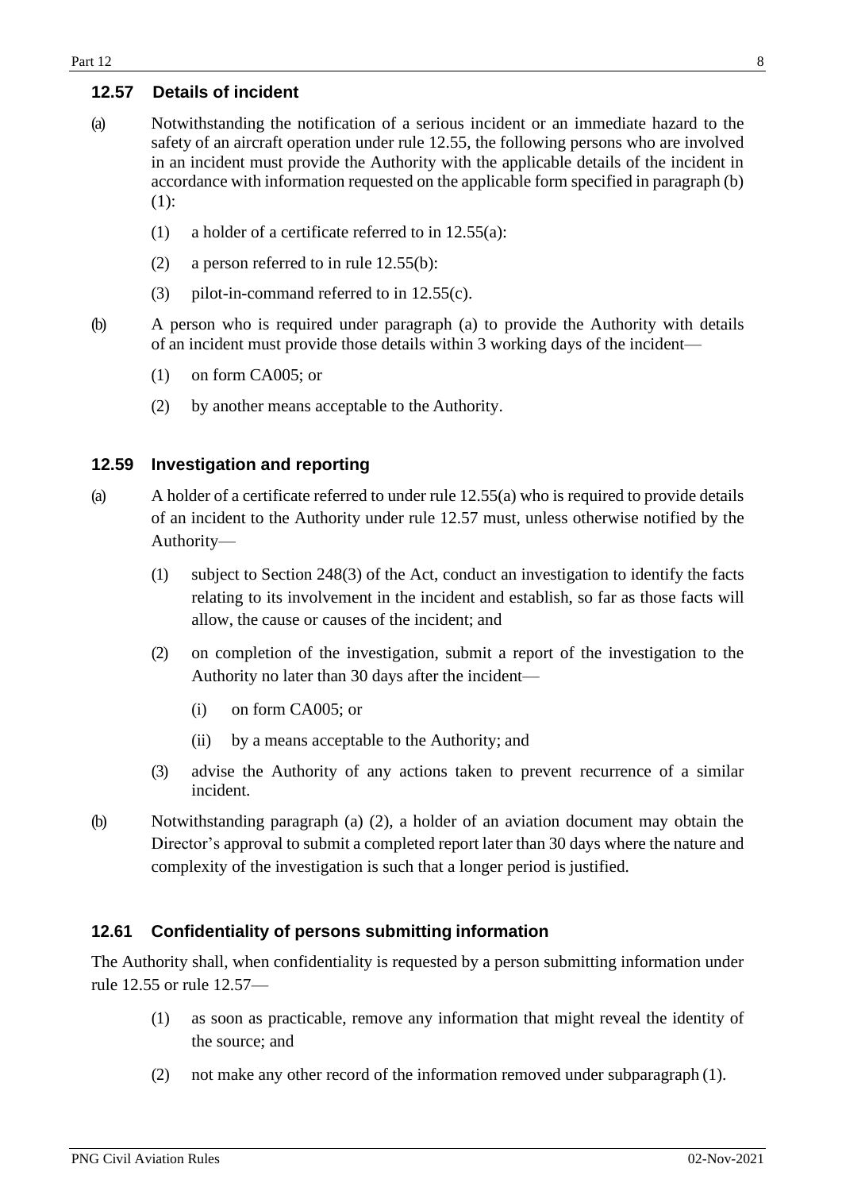### 12.57 Details of incident

(a) Notwithstanding the notification of a serious incident or an immediate hazard to the safety of an aircraft operation under rule 12.55, the following persons who are involved in an incident must provide the Authority with the applicable details of the incident in accordance with information requested on the applicable form specified in paragraph (b) (1):

  (1) a holder of a certificate referred to in 12.55(a):

  (2) a person referred to in rule 12.55(b):

  (3) pilot-in-command referred to in 12.55(c).

(b) A person who is required under paragraph (a) to provide the Authority with details of an incident must provide those details within 3 working days of the incident—

  (1) on form CA005; or

  (2) by another means acceptable to the Authority.

### 12.59 Investigation and reporting

(a) A holder of a certificate referred to under rule 12.55(a) who is required to provide details of an incident to the Authority under rule 12.57 must, unless otherwise notified by the Authority—

  (1) subject to Section 248(3) of the Act, conduct an investigation to identify the facts relating to its involvement in the incident and establish, so far as those facts will allow, the cause or causes of the incident; and

  (2) on completion of the investigation, submit a report of the investigation to the Authority no later than 30 days after the incident—

    (i) on form CA005; or

    (ii) by a means acceptable to the Authority; and

  (3) advise the Authority of any actions taken to prevent recurrence of a similar incident.

(b) Notwithstanding paragraph (a) (2), a holder of an aviation document may obtain the Director's approval to submit a completed report later than 30 days where the nature and complexity of the investigation is such that a longer period is justified.

### 12.61 Confidentiality of persons submitting information

The Authority shall, when confidentiality is requested by a person submitting information under rule 12.55 or rule 12.57—

  (1) as soon as practicable, remove any information that might reveal the identity of the source; and

  (2) not make any other record of the information removed under subparagraph (1).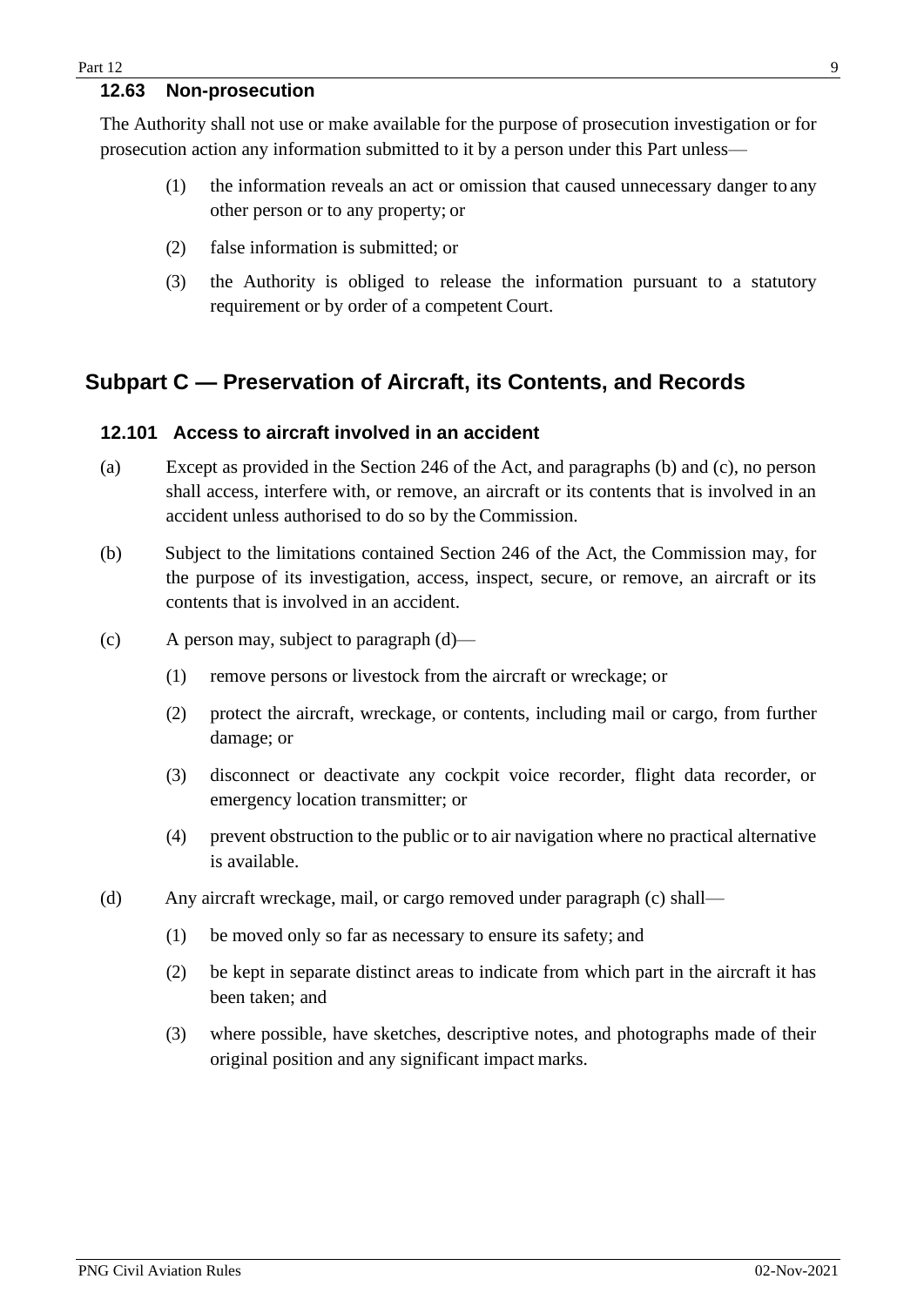### 12.63 Non-prosecution

The Authority shall not use or make available for the purpose of prosecution investigation or for prosecution action any information submitted to it by a person under this Part unless—

(1) the information reveals an act or omission that caused unnecessary danger to any other person or to any property; or

(2) false information is submitted; or

(3) the Authority is obliged to release the information pursuant to a statutory requirement or by order of a competent Court.

## Subpart C — Preservation of Aircraft, its Contents, and Records

### 12.101 Access to aircraft involved in an accident

(a) Except as provided in the Section 246 of the Act, and paragraphs (b) and (c), no person shall access, interfere with, or remove, an aircraft or its contents that is involved in an accident unless authorised to do so by the Commission.

(b) Subject to the limitations contained Section 246 of the Act, the Commission may, for the purpose of its investigation, access, inspect, secure, or remove, an aircraft or its contents that is involved in an accident.

(c) A person may, subject to paragraph (d)—

  (1) remove persons or livestock from the aircraft or wreckage; or

  (2) protect the aircraft, wreckage, or contents, including mail or cargo, from further damage; or

  (3) disconnect or deactivate any cockpit voice recorder, flight data recorder, or emergency location transmitter; or

  (4) prevent obstruction to the public or to air navigation where no practical alternative is available.

(d) Any aircraft wreckage, mail, or cargo removed under paragraph (c) shall—

  (1) be moved only so far as necessary to ensure its safety; and

  (2) be kept in separate distinct areas to indicate from which part in the aircraft it has been taken; and

  (3) where possible, have sketches, descriptive notes, and photographs made of their original position and any significant impact marks.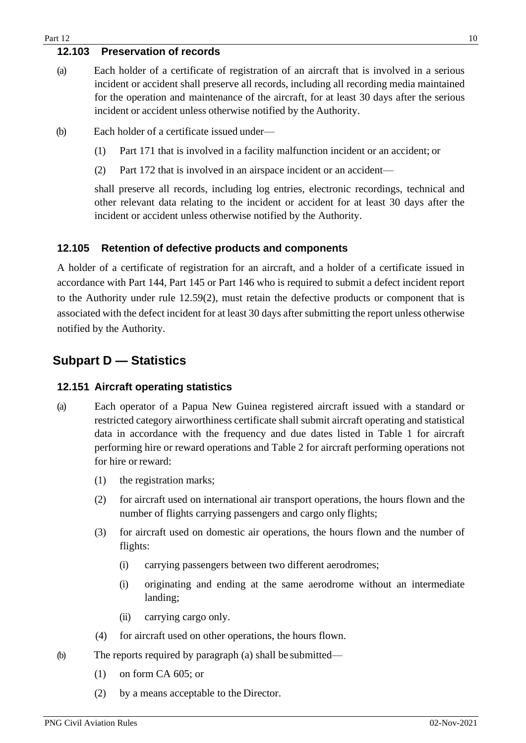### 12.103 Preservation of records

(a) Each holder of a certificate of registration of an aircraft that is involved in a serious incident or accident shall preserve all records, including all recording media maintained for the operation and maintenance of the aircraft, for at least 30 days after the serious incident or accident unless otherwise notified by the Authority.

(b) Each holder of a certificate issued under—

(1) Part 171 that is involved in a facility malfunction incident or an accident; or

(2) Part 172 that is involved in an airspace incident or an accident—

shall preserve all records, including log entries, electronic recordings, technical and other relevant data relating to the incident or accident for at least 30 days after the incident or accident unless otherwise notified by the Authority.

### 12.105 Retention of defective products and components

A holder of a certificate of registration for an aircraft, and a holder of a certificate issued in accordance with Part 144, Part 145 or Part 146 who is required to submit a defect incident report to the Authority under rule 12.59(2), must retain the defective products or component that is associated with the defect incident for at least 30 days after submitting the report unless otherwise notified by the Authority.

## Subpart D — Statistics

### 12.151 Aircraft operating statistics

(a) Each operator of a Papua New Guinea registered aircraft issued with a standard or restricted category airworthiness certificate shall submit aircraft operating and statistical data in accordance with the frequency and due dates listed in Table 1 for aircraft performing hire or reward operations and Table 2 for aircraft performing operations not for hire or reward:

(1) the registration marks;

(2) for aircraft used on international air transport operations, the hours flown and the number of flights carrying passengers and cargo only flights;

(3) for aircraft used on domestic air operations, the hours flown and the number of flights:

(i) carrying passengers between two different aerodromes;

(i) originating and ending at the same aerodrome without an intermediate landing;

(ii) carrying cargo only.

(4) for aircraft used on other operations, the hours flown.

(b) The reports required by paragraph (a) shall be submitted—

(1) on form CA 605; or

(2) by a means acceptable to the Director.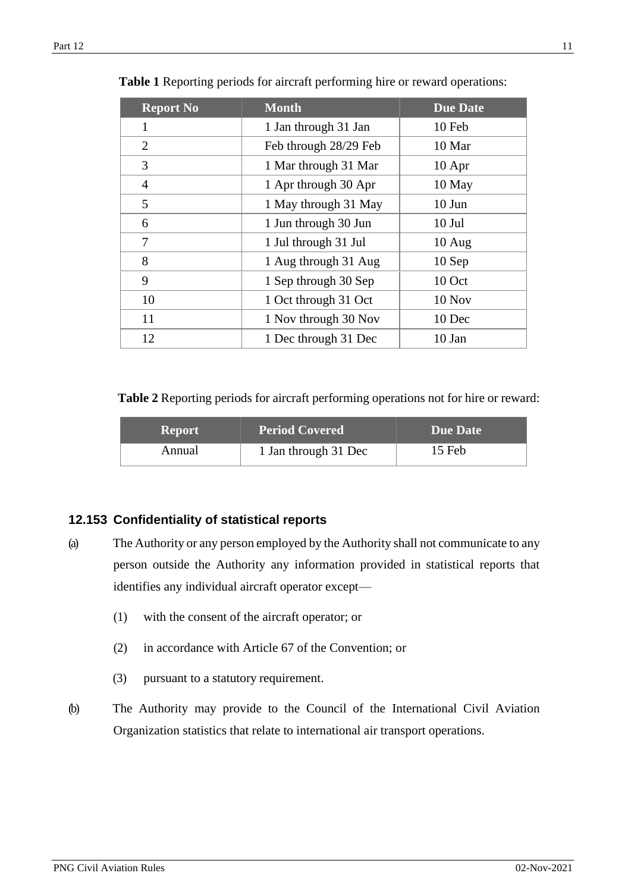**Table 1** Reporting periods for aircraft performing hire or reward operations:

| Report No | Month | Due Date |
|---|---|---|
| 1 | 1 Jan through 31 Jan | 10 Feb |
| 2 | Feb through 28/29 Feb | 10 Mar |
| 3 | 1 Mar through 31 Mar | 10 Apr |
| 4 | 1 Apr through 30 Apr | 10 May |
| 5 | 1 May through 31 May | 10 Jun |
| 6 | 1 Jun through 30 Jun | 10 Jul |
| 7 | 1 Jul through 31 Jul | 10 Aug |
| 8 | 1 Aug through 31 Aug | 10 Sep |
| 9 | 1 Sep through 30 Sep | 10 Oct |
| 10 | 1 Oct through 31 Oct | 10 Nov |
| 11 | 1 Nov through 30 Nov | 10 Dec |
| 12 | 1 Dec through 31 Dec | 10 Jan |

**Table 2** Reporting periods for aircraft performing operations not for hire or reward:

| Report | Period Covered | Due Date |
|---|---|---|
| Annual | 1 Jan through 31 Dec | 15 Feb |

### 12.153 Confidentiality of statistical reports

(a) The Authority or any person employed by the Authority shall not communicate to any person outside the Authority any information provided in statistical reports that identifies any individual aircraft operator except—

(1) with the consent of the aircraft operator; or

(2) in accordance with Article 67 of the Convention; or

(3) pursuant to a statutory requirement.

(b) The Authority may provide to the Council of the International Civil Aviation Organization statistics that relate to international air transport operations.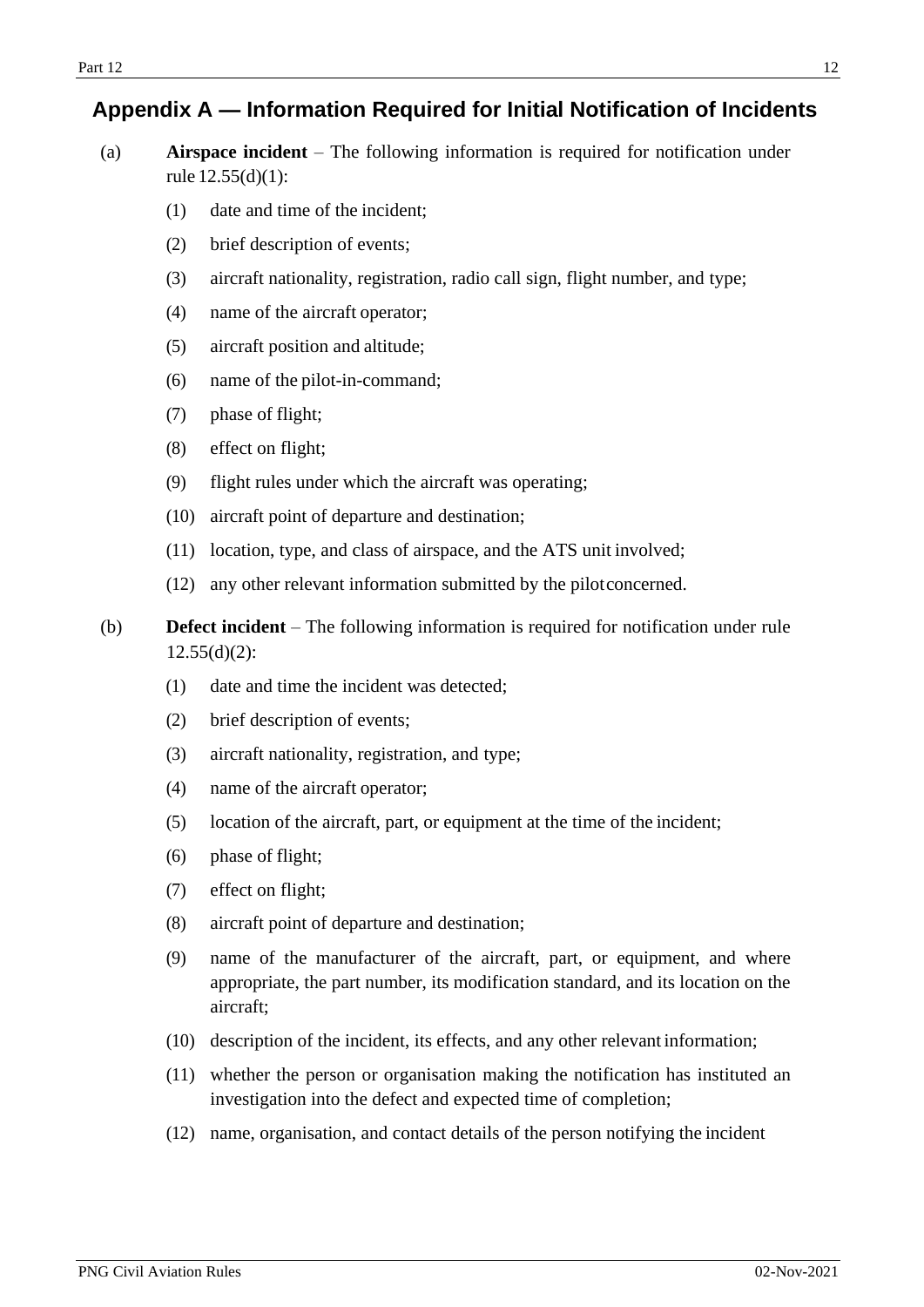## Appendix A — Information Required for Initial Notification of Incidents

(a) **Airspace incident** – The following information is required for notification under rule 12.55(d)(1):

(1) date and time of the incident;

(2) brief description of events;

(3) aircraft nationality, registration, radio call sign, flight number, and type;

(4) name of the aircraft operator;

(5) aircraft position and altitude;

(6) name of the pilot-in-command;

(7) phase of flight;

(8) effect on flight;

(9) flight rules under which the aircraft was operating;

(10) aircraft point of departure and destination;

(11) location, type, and class of airspace, and the ATS unit involved;

(12) any other relevant information submitted by the pilot concerned.

(b) **Defect incident** – The following information is required for notification under rule 12.55(d)(2):

(1) date and time the incident was detected;

(2) brief description of events;

(3) aircraft nationality, registration, and type;

(4) name of the aircraft operator;

(5) location of the aircraft, part, or equipment at the time of the incident;

(6) phase of flight;

(7) effect on flight;

(8) aircraft point of departure and destination;

(9) name of the manufacturer of the aircraft, part, or equipment, and where appropriate, the part number, its modification standard, and its location on the aircraft;

(10) description of the incident, its effects, and any other relevant information;

(11) whether the person or organisation making the notification has instituted an investigation into the defect and expected time of completion;

(12) name, organisation, and contact details of the person notifying the incident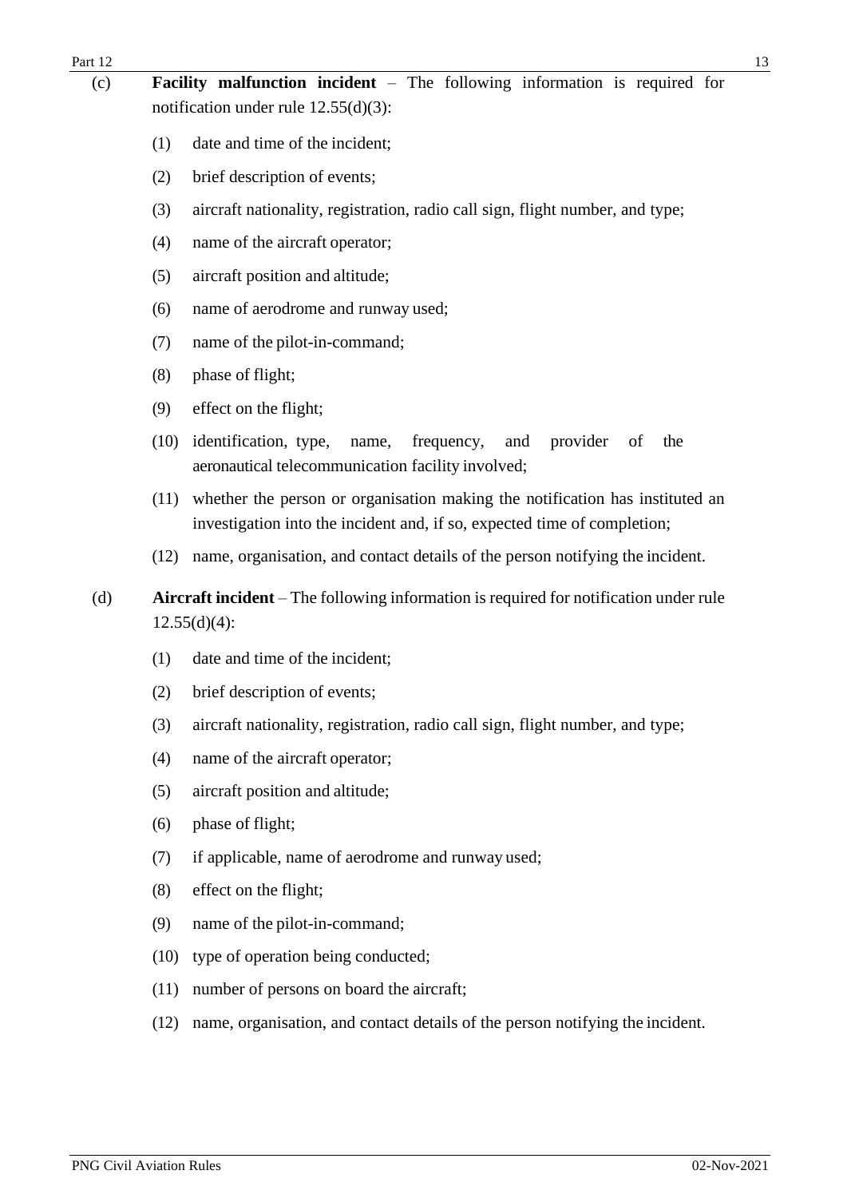(c) **Facility malfunction incident** – The following information is required for notification under rule 12.55(d)(3):

- (1) date and time of the incident;
- (2) brief description of events;
- (3) aircraft nationality, registration, radio call sign, flight number, and type;
- (4) name of the aircraft operator;
- (5) aircraft position and altitude;
- (6) name of aerodrome and runway used;
- (7) name of the pilot-in-command;
- (8) phase of flight;
- (9) effect on the flight;
- (10) identification, type, name, frequency, and provider of the aeronautical telecommunication facility involved;
- (11) whether the person or organisation making the notification has instituted an investigation into the incident and, if so, expected time of completion;
- (12) name, organisation, and contact details of the person notifying the incident.

(d) **Aircraft incident** – The following information is required for notification under rule 12.55(d)(4):

- (1) date and time of the incident;
- (2) brief description of events;
- (3) aircraft nationality, registration, radio call sign, flight number, and type;
- (4) name of the aircraft operator;
- (5) aircraft position and altitude;
- (6) phase of flight;
- (7) if applicable, name of aerodrome and runway used;
- (8) effect on the flight;
- (9) name of the pilot-in-command;
- (10) type of operation being conducted;
- (11) number of persons on board the aircraft;
- (12) name, organisation, and contact details of the person notifying the incident.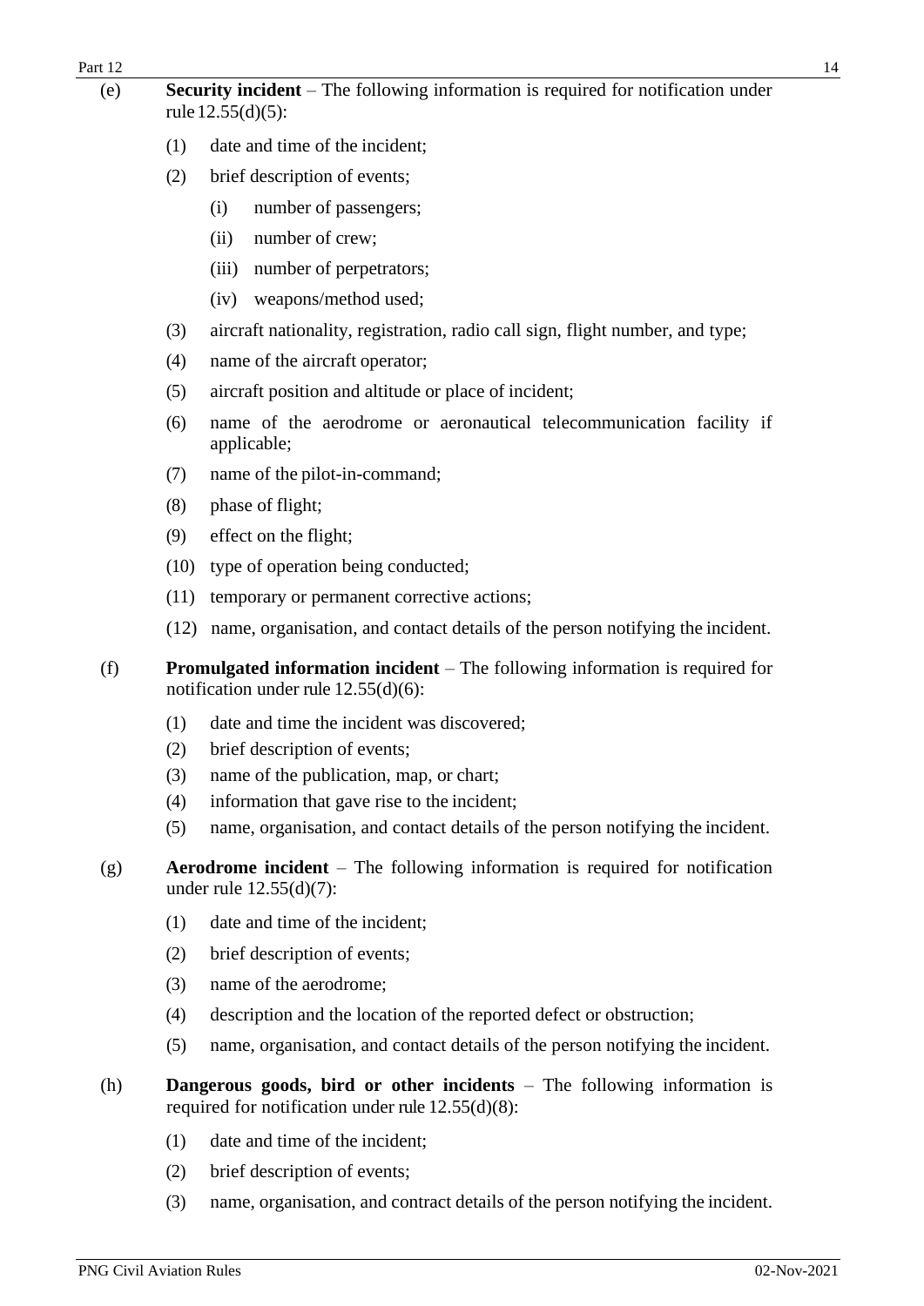(e) **Security incident** – The following information is required for notification under rule 12.55(d)(5):

- (1) date and time of the incident;
- (2) brief description of events;
  - (i) number of passengers;
  - (ii) number of crew;
  - (iii) number of perpetrators;
  - (iv) weapons/method used;
- (3) aircraft nationality, registration, radio call sign, flight number, and type;
- (4) name of the aircraft operator;
- (5) aircraft position and altitude or place of incident;
- (6) name of the aerodrome or aeronautical telecommunication facility if applicable;
- (7) name of the pilot-in-command;
- (8) phase of flight;
- (9) effect on the flight;
- (10) type of operation being conducted;
- (11) temporary or permanent corrective actions;
- (12) name, organisation, and contact details of the person notifying the incident.

(f) **Promulgated information incident** – The following information is required for notification under rule 12.55(d)(6):

- (1) date and time the incident was discovered;
- (2) brief description of events;
- (3) name of the publication, map, or chart;
- (4) information that gave rise to the incident;
- (5) name, organisation, and contact details of the person notifying the incident.

(g) **Aerodrome incident** – The following information is required for notification under rule 12.55(d)(7):

- (1) date and time of the incident;
- (2) brief description of events;
- (3) name of the aerodrome;
- (4) description and the location of the reported defect or obstruction;
- (5) name, organisation, and contact details of the person notifying the incident.

(h) **Dangerous goods, bird or other incidents** – The following information is required for notification under rule 12.55(d)(8):

- (1) date and time of the incident;
- (2) brief description of events;
- (3) name, organisation, and contract details of the person notifying the incident.